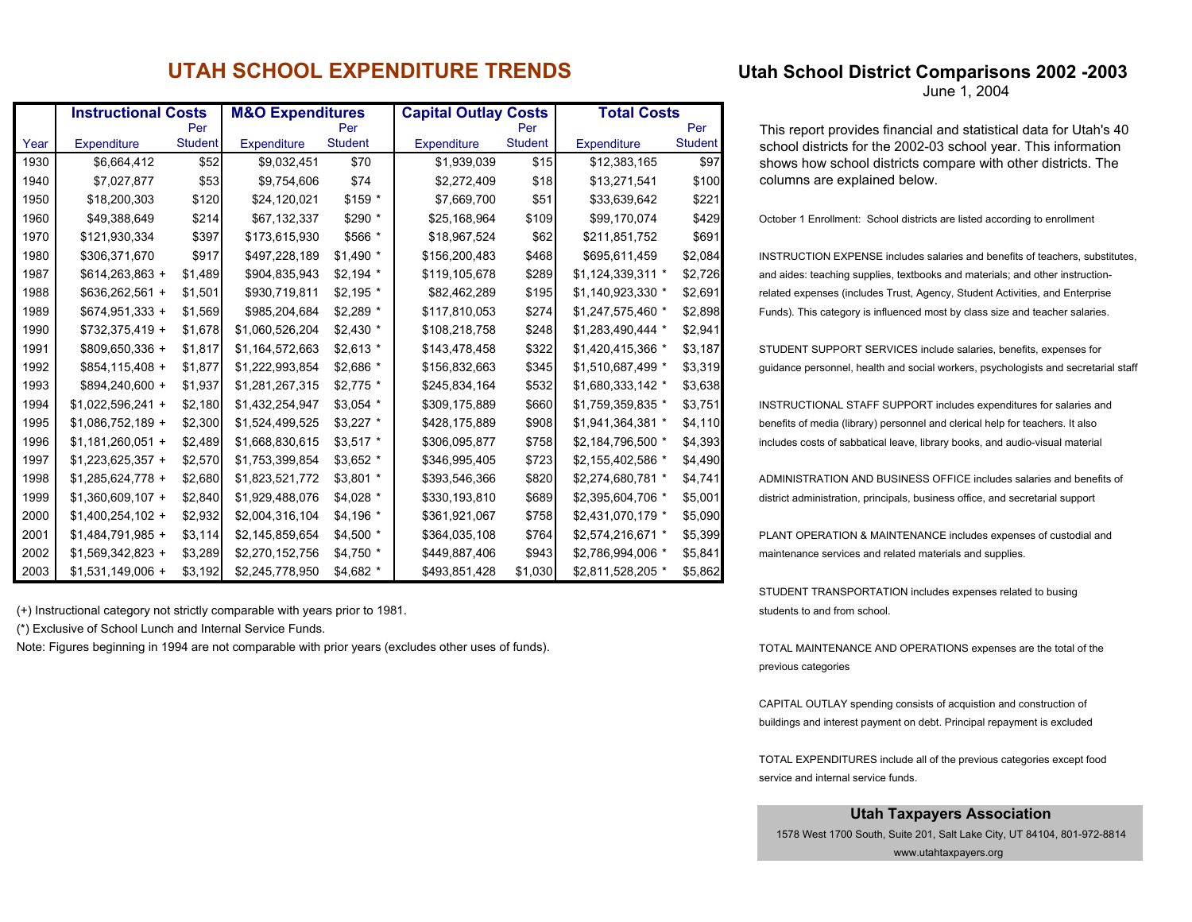# UTAH SCHOOL EXPENDITURE TRENDS

| | Instructional Costs | | M&O Expenditures | | Capital Outlay Costs | | Total Costs | |
|---|---|---|---|---|---|---|---|---|
| Year | Expenditure | Per Student | Expenditure | Per Student | Expenditure | Per Student | Expenditure | Per Student |
| 1930 | $6,664,412 | $52 | $9,032,451 | $70 | $1,939,039 | $15 | $12,383,165 | $97 |
| 1940 | $7,027,877 | $53 | $9,754,606 | $74 | $2,272,409 | $18 | $13,271,541 | $100 |
| 1950 | $18,200,303 | $120 | $24,120,021 | $159 * | $7,669,700 | $51 | $33,639,642 | $221 |
| 1960 | $49,388,649 | $214 | $67,132,337 | $290 * | $25,168,964 | $109 | $99,170,074 | $429 |
| 1970 | $121,930,334 | $397 | $173,615,930 | $566 * | $18,967,524 | $62 | $211,851,752 | $691 |
| 1980 | $306,371,670 | $917 | $497,228,189 | $1,490 * | $156,200,483 | $468 | $695,611,459 | $2,084 |
| 1987 | $614,263,863 + | $1,489 | $904,835,943 | $2,194 * | $119,105,678 | $289 | $1,124,339,311 * | $2,726 |
| 1988 | $636,262,561 + | $1,501 | $930,719,811 | $2,195 * | $82,462,289 | $195 | $1,140,923,330 * | $2,691 |
| 1989 | $674,951,333 + | $1,569 | $985,204,684 | $2,289 * | $117,810,053 | $274 | $1,247,575,460 * | $2,898 |
| 1990 | $732,375,419 + | $1,678 | $1,060,526,204 | $2,430 * | $108,218,758 | $248 | $1,283,490,444 * | $2,941 |
| 1991 | $809,650,336 + | $1,817 | $1,164,572,663 | $2,613 * | $143,478,458 | $322 | $1,420,415,366 * | $3,187 |
| 1992 | $854,115,408 + | $1,877 | $1,222,993,854 | $2,686 * | $156,832,663 | $345 | $1,510,687,499 * | $3,319 |
| 1993 | $894,240,600 + | $1,937 | $1,281,267,315 | $2,775 * | $245,834,164 | $532 | $1,680,333,142 * | $3,638 |
| 1994 | $1,022,596,241 + | $2,180 | $1,432,254,947 | $3,054 * | $309,175,889 | $660 | $1,759,359,835 * | $3,751 |
| 1995 | $1,086,752,189 + | $2,300 | $1,524,499,525 | $3,227 * | $428,175,889 | $908 | $1,941,364,381 * | $4,110 |
| 1996 | $1,181,260,051 + | $2,489 | $1,668,830,615 | $3,517 * | $306,095,877 | $758 | $2,184,796,500 * | $4,393 |
| 1997 | $1,223,625,357 + | $2,570 | $1,753,399,854 | $3,652 * | $346,995,405 | $723 | $2,155,402,586 * | $4,490 |
| 1998 | $1,285,624,778 + | $2,680 | $1,823,521,772 | $3,801 * | $393,546,366 | $820 | $2,274,680,781 * | $4,741 |
| 1999 | $1,360,609,107 + | $2,840 | $1,929,488,076 | $4,028 * | $330,193,810 | $689 | $2,395,604,706 * | $5,001 |
| 2000 | $1,400,254,102 + | $2,932 | $2,004,316,104 | $4,196 * | $361,921,067 | $758 | $2,431,070,179 * | $5,090 |
| 2001 | $1,484,791,985 + | $3,114 | $2,145,859,654 | $4,500 * | $364,035,108 | $764 | $2,574,216,671 * | $5,399 |
| 2002 | $1,569,342,823 + | $3,289 | $2,270,152,756 | $4,750 * | $449,887,406 | $943 | $2,786,994,006 * | $5,841 |
| 2003 | $1,531,149,006 + | $3,192 | $2,245,778,950 | $4,682 * | $493,851,428 | $1,030 | $2,811,528,205 * | $5,862 |

(+) Instructional category not strictly comparable with years prior to 1981.

(*) Exclusive of School Lunch and Internal Service Funds.

Note: Figures beginning in 1994 are not comparable with prior years (excludes other uses of funds).

## Utah School District Comparisons 2002 -2003

June 1, 2004

This report provides financial and statistical data for Utah's 40 school districts for the 2002-03 school year. This information shows how school districts compare with other districts. The columns are explained below.

October 1 Enrollment: School districts are listed according to enrollment

INSTRUCTION EXPENSE includes salaries and benefits of teachers, substitutes, and aides: teaching supplies, textbooks and materials; and other instruction-related expenses (includes Trust, Agency, Student Activities, and Enterprise Funds). This category is influenced most by class size and teacher salaries.

STUDENT SUPPORT SERVICES include salaries, benefits, expenses for guidance personnel, health and social workers, psychologists and secretarial staff

INSTRUCTIONAL STAFF SUPPORT includes expenditures for salaries and benefits of media (library) personnel and clerical help for teachers. It also includes costs of sabbatical leave, library books, and audio-visual material

ADMINISTRATION AND BUSINESS OFFICE includes salaries and benefits of district administration, principals, business office, and secretarial support

PLANT OPERATION & MAINTENANCE includes expenses of custodial and maintenance services and related materials and supplies.

STUDENT TRANSPORTATION includes expenses related to busing students to and from school.

TOTAL MAINTENANCE AND OPERATIONS expenses are the total of the previous categories

CAPITAL OUTLAY spending consists of acquistion and construction of buildings and interest payment on debt. Principal repayment is excluded

TOTAL EXPENDITURES include all of the previous categories except food service and internal service funds.

**Utah Taxpayers Association**

1578 West 1700 South, Suite 201, Salt Lake City, UT 84104, 801-972-8814

www.utahtaxpayers.org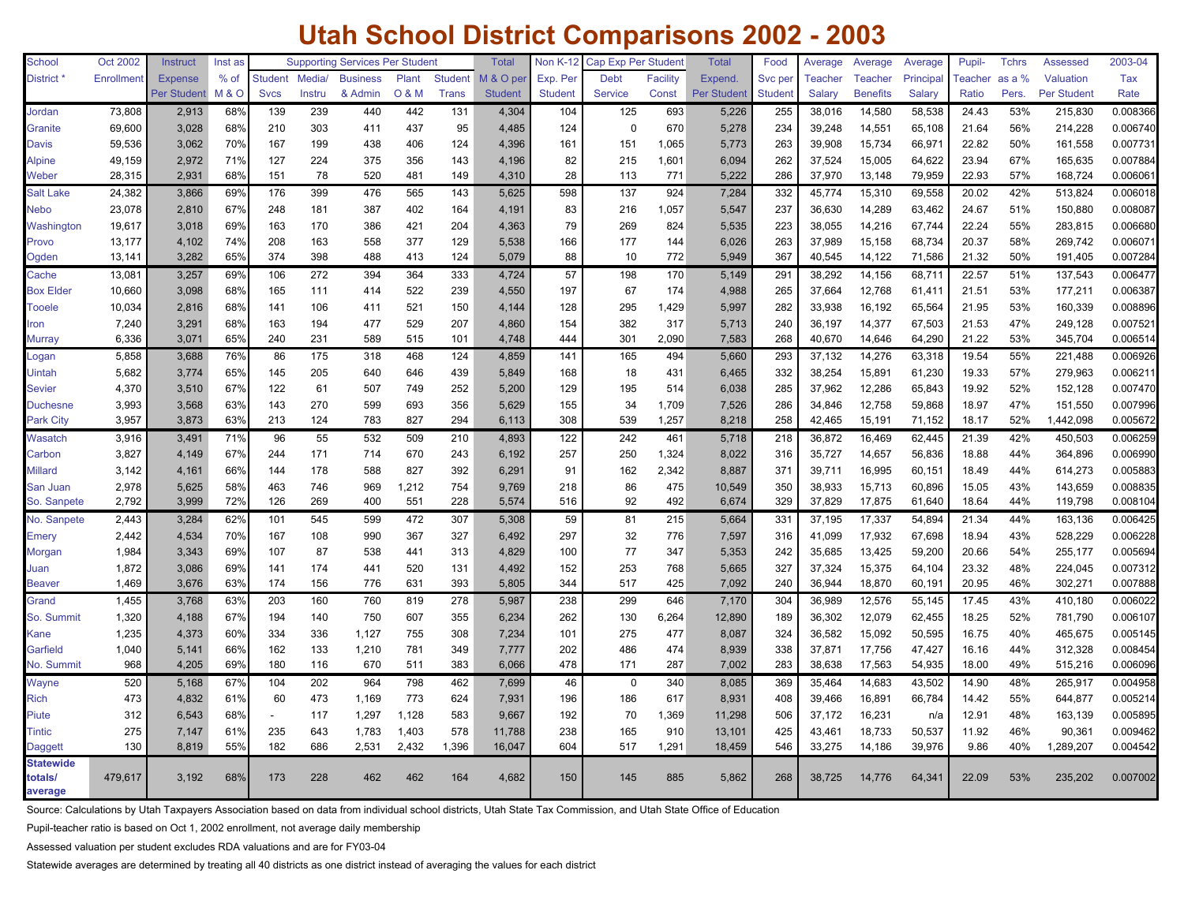# Utah School District Comparisons 2002 - 2003

| School District * | Oct 2002 Enrollment | Instruct Expense Per Student | Inst as % of M & O | Supporting Services Per Student: Student Svcs | Media/ Instru | Business & Admin | Plant O & M | Student Trans | Total M & O per Student | Non K-12 Exp. Per Student | Cap Exp Per Student: Debt Service | Facility Const | Total Expend. Per Student | Food Svc per Student | Average Teacher Salary | Average Teacher Benefits | Average Principal Salary | Pupil-Teacher Ratio | Tchrs as a % Pers. | Assessed Valuation Per Student | 2003-04 Tax Rate |
|---|---|---|---|---|---|---|---|---|---|---|---|---|---|---|---|---|---|---|---|---|---|
| Jordan | 73,808 | 2,913 | 68% | 139 | 239 | 440 | 442 | 131 | 4,304 | 104 | 125 | 693 | 5,226 | 255 | 38,016 | 14,580 | 58,538 | 24.43 | 53% | 215,830 | 0.008366 |
| Granite | 69,600 | 3,028 | 68% | 210 | 303 | 411 | 437 | 95 | 4,485 | 124 | 0 | 670 | 5,278 | 234 | 39,248 | 14,551 | 65,108 | 21.64 | 56% | 214,228 | 0.006740 |
| Davis | 59,536 | 3,062 | 70% | 167 | 199 | 438 | 406 | 124 | 4,396 | 161 | 151 | 1,065 | 5,773 | 263 | 39,908 | 15,734 | 66,971 | 22.82 | 50% | 161,558 | 0.007731 |
| Alpine | 49,159 | 2,972 | 71% | 127 | 224 | 375 | 356 | 143 | 4,196 | 82 | 215 | 1,601 | 6,094 | 262 | 37,524 | 15,005 | 67,744 | 23.94 | 67% | 165,635 | 0.007884 |
| Weber | 28,315 | 2,931 | 68% | 151 | 78 | 520 | 481 | 149 | 4,310 | 28 | 113 | 771 | 5,222 | 286 | 37,970 | 13,148 | 79,959 | 22.93 | 57% | 168,724 | 0.006061 |
| Salt Lake | 24,382 | 3,866 | 69% | 176 | 399 | 476 | 565 | 143 | 5,625 | 598 | 137 | 924 | 7,284 | 332 | 45,774 | 15,310 | 69,558 | 20.02 | 42% | 513,824 | 0.006018 |
| Nebo | 23,078 | 2,810 | 67% | 248 | 181 | 387 | 402 | 164 | 4,191 | 83 | 216 | 1,057 | 5,547 | 237 | 36,630 | 14,289 | 63,462 | 24.67 | 51% | 150,880 | 0.008087 |
| Washington | 19,617 | 3,018 | 69% | 163 | 170 | 386 | 421 | 204 | 4,363 | 79 | 269 | 824 | 5,535 | 223 | 38,055 | 14,216 | 67,744 | 22.24 | 55% | 283,815 | 0.006680 |
| Provo | 13,177 | 4,102 | 74% | 208 | 163 | 558 | 377 | 129 | 5,538 | 166 | 177 | 144 | 6,026 | 263 | 37,989 | 15,158 | 68,734 | 20.37 | 58% | 269,742 | 0.006071 |
| Ogden | 13,141 | 3,282 | 65% | 374 | 398 | 488 | 413 | 124 | 5,079 | 88 | 10 | 772 | 5,949 | 367 | 40,545 | 14,122 | 71,586 | 21.32 | 50% | 191,405 | 0.007284 |
| Cache | 13,081 | 3,257 | 69% | 106 | 272 | 394 | 364 | 333 | 4,724 | 57 | 198 | 170 | 5,149 | 291 | 38,292 | 14,156 | 68,711 | 22.57 | 51% | 137,543 | 0.006477 |
| Box Elder | 10,660 | 3,098 | 68% | 165 | 111 | 414 | 522 | 239 | 4,550 | 197 | 67 | 174 | 4,988 | 265 | 37,664 | 12,768 | 61,411 | 21.51 | 53% | 177,211 | 0.006387 |
| Tooele | 10,034 | 2,816 | 68% | 141 | 106 | 411 | 521 | 150 | 4,144 | 128 | 295 | 1,429 | 5,997 | 282 | 33,938 | 16,192 | 65,564 | 21.95 | 53% | 160,339 | 0.008896 |
| Iron | 7,240 | 3,291 | 68% | 163 | 194 | 477 | 529 | 207 | 4,860 | 154 | 382 | 317 | 5,713 | 240 | 36,197 | 14,377 | 67,503 | 21.53 | 47% | 249,128 | 0.007521 |
| Murray | 6,336 | 3,071 | 65% | 240 | 231 | 589 | 515 | 101 | 4,748 | 444 | 301 | 2,090 | 7,583 | 268 | 40,670 | 14,646 | 64,290 | 21.22 | 53% | 345,704 | 0.006514 |
| Logan | 5,858 | 3,688 | 76% | 86 | 175 | 318 | 468 | 124 | 4,859 | 141 | 165 | 494 | 5,660 | 293 | 37,132 | 14,276 | 63,318 | 19.54 | 55% | 221,488 | 0.006926 |
| Uintah | 5,682 | 3,774 | 65% | 145 | 205 | 640 | 646 | 439 | 5,849 | 168 | 18 | 431 | 6,465 | 332 | 38,254 | 15,891 | 61,230 | 19.33 | 57% | 279,963 | 0.006211 |
| Sevier | 4,370 | 3,510 | 67% | 122 | 61 | 507 | 749 | 252 | 5,200 | 129 | 195 | 514 | 6,038 | 285 | 37,962 | 12,286 | 65,843 | 19.92 | 52% | 152,128 | 0.007470 |
| Duchesne | 3,993 | 3,568 | 63% | 143 | 270 | 599 | 693 | 356 | 5,629 | 155 | 34 | 1,709 | 7,526 | 286 | 34,846 | 12,758 | 59,868 | 18.97 | 47% | 151,550 | 0.007996 |
| Park City | 3,957 | 3,873 | 63% | 213 | 124 | 783 | 827 | 294 | 6,113 | 308 | 539 | 1,257 | 8,218 | 258 | 42,465 | 15,191 | 71,152 | 18.17 | 52% | 1,442,098 | 0.005672 |
| Wasatch | 3,916 | 3,491 | 71% | 96 | 55 | 532 | 509 | 210 | 4,893 | 122 | 242 | 461 | 5,718 | 218 | 36,872 | 16,469 | 62,445 | 21.39 | 42% | 450,503 | 0.006259 |
| Carbon | 3,827 | 4,149 | 67% | 244 | 171 | 714 | 670 | 243 | 6,192 | 257 | 250 | 1,324 | 8,022 | 316 | 35,727 | 14,657 | 56,836 | 18.88 | 44% | 364,896 | 0.006990 |
| Millard | 3,142 | 4,161 | 66% | 144 | 178 | 588 | 827 | 392 | 6,291 | 91 | 162 | 2,342 | 8,887 | 371 | 39,711 | 16,995 | 60,151 | 18.49 | 44% | 614,273 | 0.005883 |
| San Juan | 2,978 | 5,625 | 58% | 463 | 746 | 969 | 1,212 | 754 | 9,769 | 218 | 86 | 475 | 10,549 | 350 | 38,933 | 15,713 | 60,896 | 15.05 | 43% | 143,659 | 0.008835 |
| So. Sanpete | 2,792 | 3,999 | 72% | 126 | 269 | 400 | 551 | 228 | 5,574 | 516 | 92 | 492 | 6,674 | 329 | 37,829 | 17,875 | 61,640 | 18.64 | 44% | 119,798 | 0.008104 |
| No. Sanpete | 2,443 | 3,284 | 62% | 101 | 545 | 599 | 472 | 307 | 5,308 | 59 | 81 | 215 | 5,664 | 331 | 37,195 | 17,337 | 54,894 | 21.34 | 44% | 163,136 | 0.006425 |
| Emery | 2,442 | 4,534 | 70% | 167 | 108 | 990 | 367 | 327 | 6,492 | 297 | 32 | 776 | 7,597 | 316 | 41,099 | 17,932 | 67,698 | 18.94 | 43% | 528,229 | 0.006228 |
| Morgan | 1,984 | 3,343 | 69% | 107 | 87 | 538 | 441 | 313 | 4,829 | 100 | 77 | 347 | 5,353 | 242 | 35,685 | 13,425 | 59,200 | 20.66 | 54% | 255,177 | 0.005694 |
| Juan | 1,872 | 3,086 | 69% | 141 | 174 | 441 | 520 | 131 | 4,492 | 152 | 253 | 768 | 5,665 | 327 | 37,324 | 15,375 | 64,104 | 23.32 | 48% | 224,045 | 0.007312 |
| Beaver | 1,469 | 3,676 | 63% | 174 | 156 | 776 | 631 | 393 | 5,805 | 344 | 517 | 425 | 7,092 | 240 | 36,944 | 18,870 | 60,191 | 20.95 | 46% | 302,271 | 0.007888 |
| Grand | 1,455 | 3,768 | 63% | 203 | 160 | 760 | 819 | 278 | 5,987 | 238 | 299 | 646 | 7,170 | 304 | 36,989 | 12,576 | 55,145 | 17.45 | 43% | 410,180 | 0.006022 |
| So. Summit | 1,320 | 4,188 | 67% | 194 | 140 | 750 | 607 | 355 | 6,234 | 262 | 130 | 6,264 | 12,890 | 189 | 36,302 | 12,079 | 62,455 | 18.25 | 52% | 781,790 | 0.006107 |
| Kane | 1,235 | 4,373 | 60% | 334 | 336 | 1,127 | 755 | 308 | 7,234 | 101 | 275 | 477 | 8,087 | 324 | 36,582 | 15,092 | 50,595 | 16.75 | 40% | 465,675 | 0.005145 |
| Garfield | 1,040 | 5,141 | 66% | 162 | 133 | 1,210 | 781 | 349 | 7,777 | 202 | 486 | 474 | 8,939 | 338 | 37,871 | 17,756 | 47,427 | 16.16 | 44% | 312,328 | 0.008454 |
| No. Summit | 968 | 4,205 | 69% | 180 | 116 | 670 | 511 | 383 | 6,066 | 478 | 171 | 287 | 7,002 | 283 | 38,638 | 17,563 | 54,935 | 18.00 | 49% | 515,216 | 0.006096 |
| Wayne | 520 | 5,168 | 67% | 104 | 202 | 964 | 798 | 462 | 7,699 | 46 | 0 | 340 | 8,085 | 369 | 35,464 | 14,683 | 43,502 | 14.90 | 48% | 265,917 | 0.004958 |
| Rich | 473 | 4,832 | 61% | 60 | 473 | 1,169 | 773 | 624 | 7,931 | 196 | 186 | 617 | 8,931 | 408 | 39,466 | 16,891 | 66,784 | 14.42 | 55% | 644,877 | 0.005214 |
| Piute | 312 | 6,543 | 68% | - | 117 | 1,297 | 1,128 | 583 | 9,667 | 192 | 70 | 1,369 | 11,298 | 506 | 37,172 | 16,231 | n/a | 12.91 | 48% | 163,139 | 0.005895 |
| Tintic | 275 | 7,147 | 61% | 235 | 643 | 1,783 | 1,403 | 578 | 11,788 | 238 | 165 | 910 | 13,101 | 425 | 43,461 | 18,733 | 50,537 | 11.92 | 46% | 90,361 | 0.009462 |
| Daggett | 130 | 8,819 | 55% | 182 | 686 | 2,531 | 2,432 | 1,396 | 16,047 | 604 | 517 | 1,291 | 18,459 | 546 | 33,275 | 14,186 | 39,976 | 9.86 | 40% | 1,289,207 | 0.004542 |
| **Statewide totals/ average** | 479,617 | 3,192 | 68% | 173 | 228 | 462 | 462 | 164 | 4,682 | 150 | 145 | 885 | 5,862 | 268 | 38,725 | 14,776 | 64,341 | 22.09 | 53% | 235,202 | 0.007002 |

Source: Calculations by Utah Taxpayers Association based on data from individual school districts, Utah State Tax Commission, and Utah State Office of Education

Pupil-teacher ratio is based on Oct 1, 2002 enrollment, not average daily membership

Assessed valuation per student excludes RDA valuations and are for FY03-04

Statewide averages are determined by treating all 40 districts as one district instead of averaging the values for each district